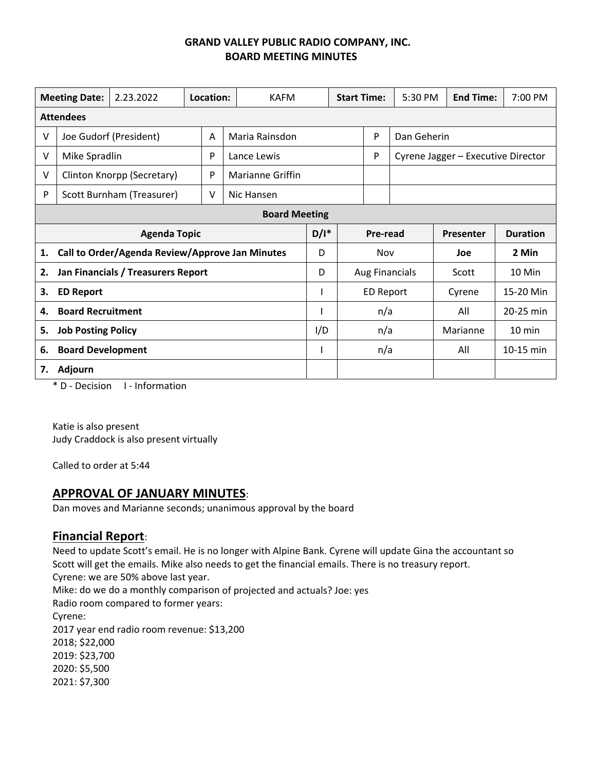**GRAND VALLEY PUBLIC RADIO COMPANY, INC.**
**BOARD MEETING MINUTES**

| **Meeting Date:** | 2.23.2022 | **Location:** | KAFM | **Start Time:** | 5:30 PM | **End Time:** | 7:00 PM |
|---|---|---|---|---|---|---|---|

**Attendees**

| | | | | | |
|---|---|---|---|---|---|
| V | Joe Gudorf (President) | A | Maria Rainsdon | P | Dan Geherin |
| V | Mike Spradlin | P | Lance Lewis | P | Cyrene Jagger – Executive Director |
| V | Clinton Knorpp (Secretary) | P | Marianne Griffin | | |
| P | Scott Burnham (Treasurer) | V | Nic Hansen | | |

**Board Meeting**

| **Agenda Topic** | **D/I*** | **Pre-read** | **Presenter** | **Duration** |
|---|---|---|---|---|
| **1. Call to Order/Agenda Review/Approve Jan Minutes** | D | Nov | **Joe** | **2 Min** |
| **2. Jan Financials / Treasurers Report** | D | Aug Financials | Scott | 10 Min |
| **3. ED Report** | I | ED Report | Cyrene | 15-20 Min |
| **4. Board Recruitment** | I | n/a | All | 20-25 min |
| **5. Job Posting Policy** | I/D | n/a | Marianne | 10 min |
| **6. Board Development** | I | n/a | All | 10-15 min |
| **7. Adjourn** | | | | |

\* D - Decision I - Information

Katie is also present
Judy Craddock is also present virtually

Called to order at 5:44

## APPROVAL OF JANUARY MINUTES:

Dan moves and Marianne seconds; unanimous approval by the board

## Financial Report:

Need to update Scott's email. He is no longer with Alpine Bank. Cyrene will update Gina the accountant so Scott will get the emails. Mike also needs to get the financial emails. There is no treasury report.
Cyrene: we are 50% above last year.
Mike: do we do a monthly comparison of projected and actuals? Joe: yes
Radio room compared to former years:
Cyrene:
2017 year end radio room revenue: $13,200
2018; $22,000
2019: $23,700
2020: $5,500
2021: $7,300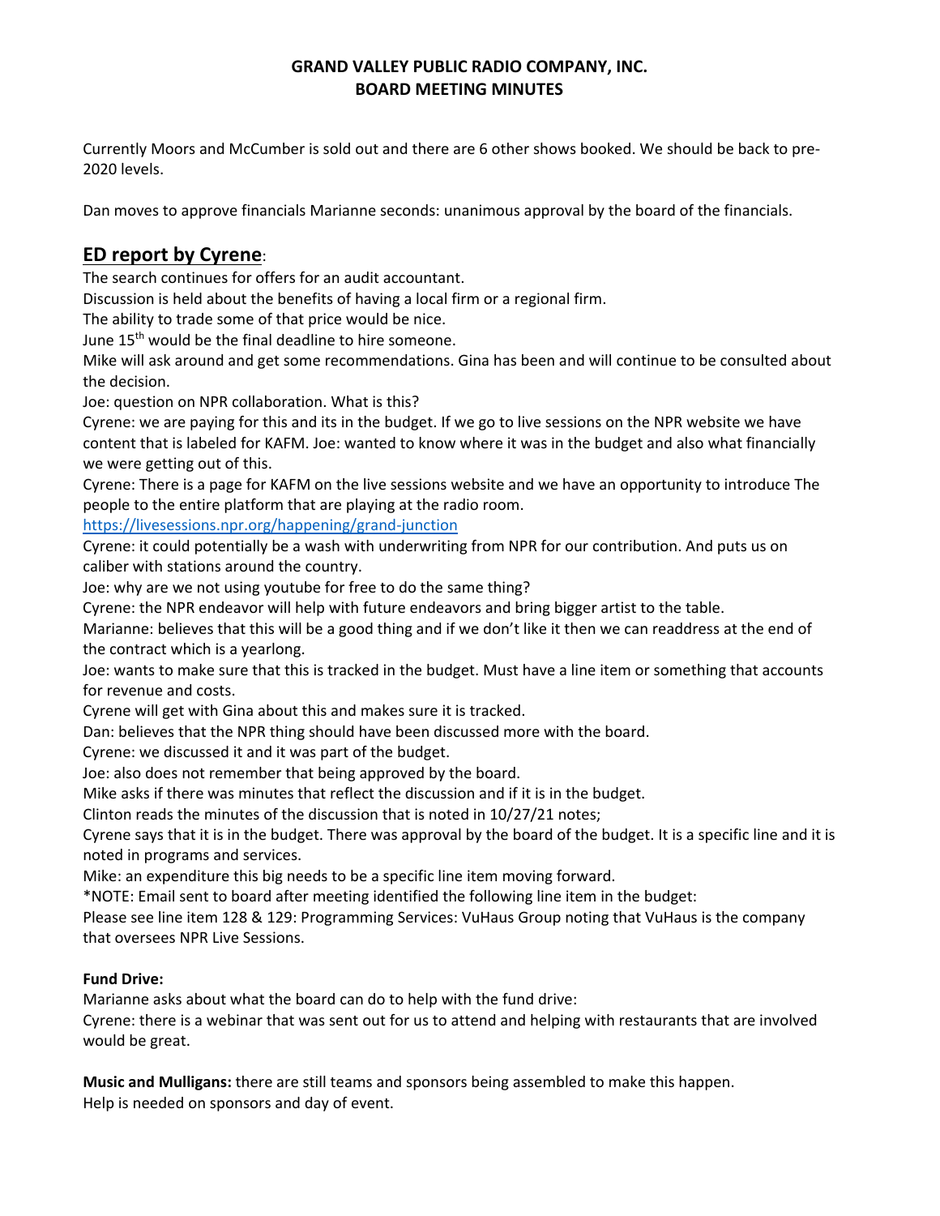# GRAND VALLEY PUBLIC RADIO COMPANY, INC.
# BOARD MEETING MINUTES

Currently Moors and McCumber is sold out and there are 6 other shows booked. We should be back to pre-2020 levels.

Dan moves to approve financials Marianne seconds: unanimous approval by the board of the financials.

## **ED report by Cyrene**:

The search continues for offers for an audit accountant.
Discussion is held about the benefits of having a local firm or a regional firm.
The ability to trade some of that price would be nice.
June 15th would be the final deadline to hire someone.
Mike will ask around and get some recommendations. Gina has been and will continue to be consulted about the decision.
Joe: question on NPR collaboration. What is this?
Cyrene: we are paying for this and its in the budget. If we go to live sessions on the NPR website we have content that is labeled for KAFM. Joe: wanted to know where it was in the budget and also what financially we were getting out of this.
Cyrene: There is a page for KAFM on the live sessions website and we have an opportunity to introduce The people to the entire platform that are playing at the radio room.
https://livesessions.npr.org/happening/grand-junction
Cyrene: it could potentially be a wash with underwriting from NPR for our contribution. And puts us on caliber with stations around the country.
Joe: why are we not using youtube for free to do the same thing?
Cyrene: the NPR endeavor will help with future endeavors and bring bigger artist to the table.
Marianne: believes that this will be a good thing and if we don't like it then we can readdress at the end of the contract which is a yearlong.
Joe: wants to make sure that this is tracked in the budget. Must have a line item or something that accounts for revenue and costs.
Cyrene will get with Gina about this and makes sure it is tracked.
Dan: believes that the NPR thing should have been discussed more with the board.
Cyrene: we discussed it and it was part of the budget.
Joe: also does not remember that being approved by the board.
Mike asks if there was minutes that reflect the discussion and if it is in the budget.
Clinton reads the minutes of the discussion that is noted in 10/27/21 notes;
Cyrene says that it is in the budget. There was approval by the board of the budget. It is a specific line and it is noted in programs and services.
Mike: an expenditure this big needs to be a specific line item moving forward.
*NOTE: Email sent to board after meeting identified the following line item in the budget:
Please see line item 128 & 129: Programming Services: VuHaus Group noting that VuHaus is the company that oversees NPR Live Sessions.

**Fund Drive:**
Marianne asks about what the board can do to help with the fund drive:
Cyrene: there is a webinar that was sent out for us to attend and helping with restaurants that are involved would be great.

**Music and Mulligans:** there are still teams and sponsors being assembled to make this happen.
Help is needed on sponsors and day of event.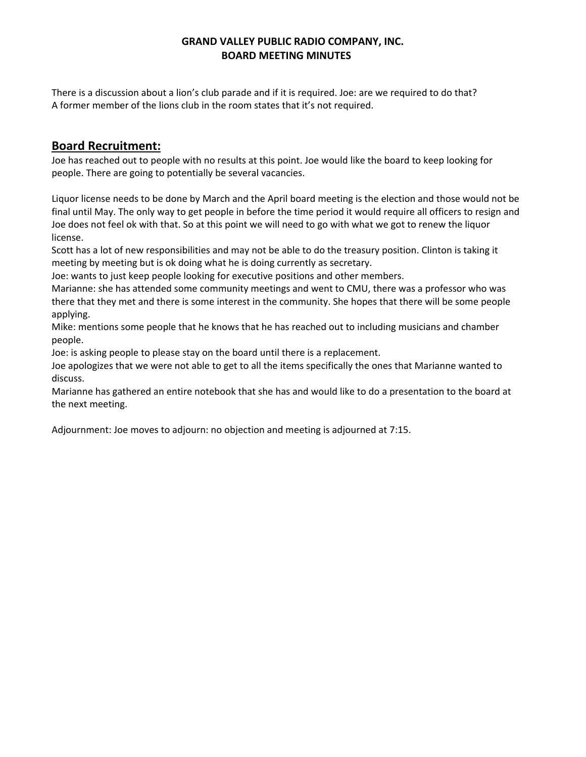**GRAND VALLEY PUBLIC RADIO COMPANY, INC.**
**BOARD MEETING MINUTES**

There is a discussion about a lion's club parade and if it is required. Joe: are we required to do that? A former member of the lions club in the room states that it's not required.

## Board Recruitment:

Joe has reached out to people with no results at this point. Joe would like the board to keep looking for people. There are going to potentially be several vacancies.

Liquor license needs to be done by March and the April board meeting is the election and those would not be final until May. The only way to get people in before the time period it would require all officers to resign and Joe does not feel ok with that. So at this point we will need to go with what we got to renew the liquor license.

Scott has a lot of new responsibilities and may not be able to do the treasury position. Clinton is taking it meeting by meeting but is ok doing what he is doing currently as secretary.

Joe: wants to just keep people looking for executive positions and other members.

Marianne: she has attended some community meetings and went to CMU, there was a professor who was there that they met and there is some interest in the community. She hopes that there will be some people applying.

Mike: mentions some people that he knows that he has reached out to including musicians and chamber people.

Joe: is asking people to please stay on the board until there is a replacement.

Joe apologizes that we were not able to get to all the items specifically the ones that Marianne wanted to discuss.

Marianne has gathered an entire notebook that she has and would like to do a presentation to the board at the next meeting.

Adjournment: Joe moves to adjourn: no objection and meeting is adjourned at 7:15.